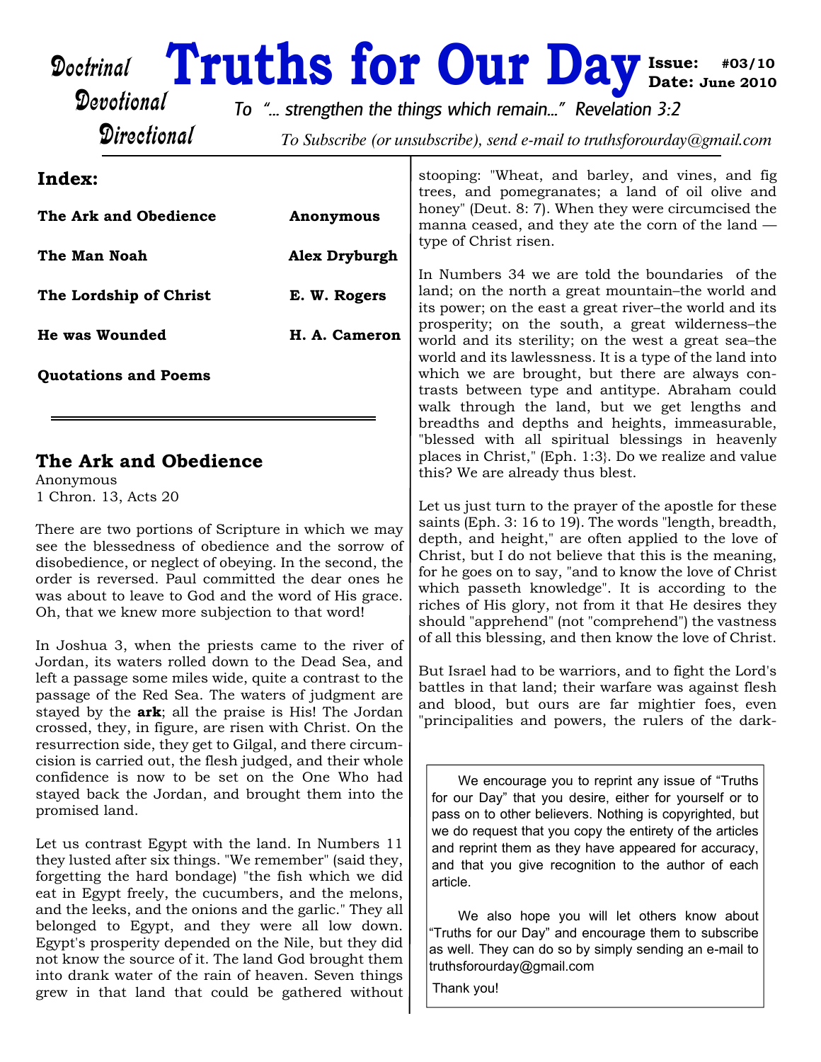# Truths for Our Day

Doctrinal
Devotional
Directional

**Issue: #03/10**
**Date: June 2010**

*To "... strengthen the things which remain..." Revelation 3:2*

*To Subscribe (or unsubscribe), send e-mail to truthsforourday@gmail.com*

## Index:

| | |
|---|---|
| **The Ark and Obedience** | **Anonymous** |
| **The Man Noah** | **Alex Dryburgh** |
| **The Lordship of Christ** | **E. W. Rogers** |
| **He was Wounded** | **H. A. Cameron** |
| **Quotations and Poems** | |

---

## The Ark and Obedience

Anonymous
1 Chron. 13, Acts 20

There are two portions of Scripture in which we may see the blessedness of obedience and the sorrow of disobedience, or neglect of obeying. In the second, the order is reversed. Paul committed the dear ones he was about to leave to God and the word of His grace. Oh, that we knew more subjection to that word!

In Joshua 3, when the priests came to the river of Jordan, its waters rolled down to the Dead Sea, and left a passage some miles wide, quite a contrast to the passage of the Red Sea. The waters of judgment are stayed by the **ark**; all the praise is His! The Jordan crossed, they, in figure, are risen with Christ. On the resurrection side, they get to Gilgal, and there circumcision is carried out, the flesh judged, and their whole confidence is now to be set on the One Who had stayed back the Jordan, and brought them into the promised land.

Let us contrast Egypt with the land. In Numbers 11 they lusted after six things. "We remember" (said they, forgetting the hard bondage) "the fish which we did eat in Egypt freely, the cucumbers, and the melons, and the leeks, and the onions and the garlic." They all belonged to Egypt, and they were all low down. Egypt's prosperity depended on the Nile, but they did not know the source of it. The land God brought them into drank water of the rain of heaven. Seven things grew in that land that could be gathered without stooping: "Wheat, and barley, and vines, and fig trees, and pomegranates; a land of oil olive and honey" (Deut. 8: 7). When they were circumcised the manna ceased, and they ate the corn of the land — type of Christ risen.

In Numbers 34 we are told the boundaries of the land; on the north a great mountain–the world and its power; on the east a great river–the world and its prosperity; on the south, a great wilderness–the world and its sterility; on the west a great sea–the world and its lawlessness. It is a type of the land into which we are brought, but there are always contrasts between type and antitype. Abraham could walk through the land, but we get lengths and breadths and depths and heights, immeasurable, "blessed with all spiritual blessings in heavenly places in Christ," (Eph. 1:3}. Do we realize and value this? We are already thus blest.

Let us just turn to the prayer of the apostle for these saints (Eph. 3: 16 to 19). The words "length, breadth, depth, and height," are often applied to the love of Christ, but I do not believe that this is the meaning, for he goes on to say, "and to know the love of Christ which passeth knowledge". It is according to the riches of His glory, not from it that He desires they should "apprehend" (not "comprehend") the vastness of all this blessing, and then know the love of Christ.

But Israel had to be warriors, and to fight the Lord's battles in that land; their warfare was against flesh and blood, but ours are far mightier foes, even "principalities and powers, the rulers of the dark-

> We encourage you to reprint any issue of "Truths for our Day" that you desire, either for yourself or to pass on to other believers. Nothing is copyrighted, but we do request that you copy the entirety of the articles and reprint them as they have appeared for accuracy, and that you give recognition to the author of each article.
>
> We also hope you will let others know about "Truths for our Day" and encourage them to subscribe as well. They can do so by simply sending an e-mail to truthsforourday@gmail.com
>
> Thank you!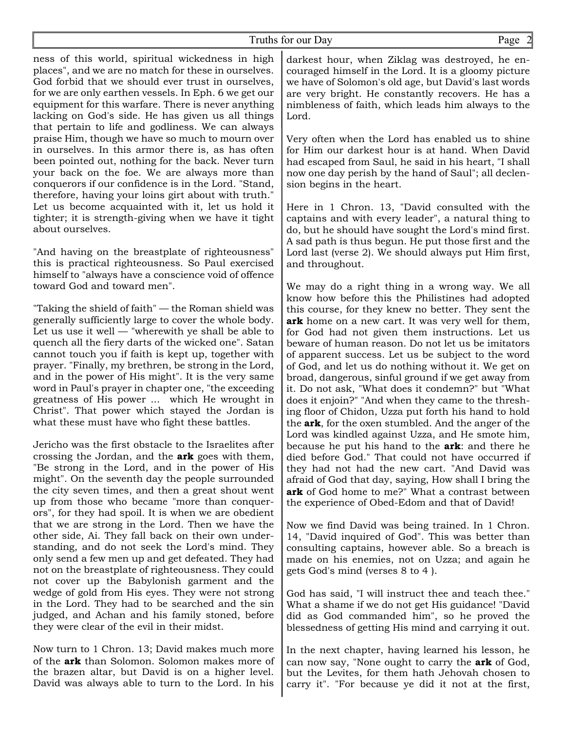ness of this world, spiritual wickedness in high places", and we are no match for these in ourselves. God forbid that we should ever trust in ourselves, for we are only earthen vessels. In Eph. 6 we get our equipment for this warfare. There is never anything lacking on God's side. He has given us all things that pertain to life and godliness. We can always praise Him, though we have so much to mourn over in ourselves. In this armor there is, as has often been pointed out, nothing for the back. Never turn your back on the foe. We are always more than conquerors if our confidence is in the Lord. "Stand, therefore, having your loins girt about with truth." Let us become acquainted with it, let us hold it tighter; it is strength-giving when we have it tight about ourselves.

"And having on the breastplate of righteousness" this is practical righteousness. So Paul exercised himself to "always have a conscience void of offence toward God and toward men".

"Taking the shield of faith" — the Roman shield was generally sufficiently large to cover the whole body. Let us use it well — "wherewith ye shall be able to quench all the fiery darts of the wicked one". Satan cannot touch you if faith is kept up, together with prayer. "Finally, my brethren, be strong in the Lord, and in the power of His might". It is the very same word in Paul's prayer in chapter one, "the exceeding greatness of His power ... which He wrought in Christ". That power which stayed the Jordan is what these must have who fight these battles.

Jericho was the first obstacle to the Israelites after crossing the Jordan, and the **ark** goes with them, "Be strong in the Lord, and in the power of His might". On the seventh day the people surrounded the city seven times, and then a great shout went up from those who became "more than conquerors", for they had spoil. It is when we are obedient that we are strong in the Lord. Then we have the other side, Ai. They fall back on their own understanding, and do not seek the Lord's mind. They only send a few men up and get defeated. They had not on the breastplate of righteousness. They could not cover up the Babylonish garment and the wedge of gold from His eyes. They were not strong in the Lord. They had to be searched and the sin judged, and Achan and his family stoned, before they were clear of the evil in their midst.

Now turn to 1 Chron. 13; David makes much more of the **ark** than Solomon. Solomon makes more of the brazen altar, but David is on a higher level. David was always able to turn to the Lord. In his darkest hour, when Ziklag was destroyed, he encouraged himself in the Lord. It is a gloomy picture we have of Solomon's old age, but David's last words are very bright. He constantly recovers. He has a nimbleness of faith, which leads him always to the Lord.

Very often when the Lord has enabled us to shine for Him our darkest hour is at hand. When David had escaped from Saul, he said in his heart, "I shall now one day perish by the hand of Saul"; all declension begins in the heart.

Here in 1 Chron. 13, "David consulted with the captains and with every leader", a natural thing to do, but he should have sought the Lord's mind first. A sad path is thus begun. He put those first and the Lord last (verse 2). We should always put Him first, and throughout.

We may do a right thing in a wrong way. We all know how before this the Philistines had adopted this course, for they knew no better. They sent the **ark** home on a new cart. It was very well for them, for God had not given them instructions. Let us beware of human reason. Do not let us be imitators of apparent success. Let us be subject to the word of God, and let us do nothing without it. We get on broad, dangerous, sinful ground if we get away from it. Do not ask, "What does it condemn?" but "What does it enjoin?" "And when they came to the threshing floor of Chidon, Uzza put forth his hand to hold the **ark**, for the oxen stumbled. And the anger of the Lord was kindled against Uzza, and He smote him, because he put his hand to the **ark**: and there he died before God." That could not have occurred if they had not had the new cart. "And David was afraid of God that day, saying, How shall I bring the **ark** of God home to me?" What a contrast between the experience of Obed-Edom and that of David!

Now we find David was being trained. In 1 Chron. 14, "David inquired of God". This was better than consulting captains, however able. So a breach is made on his enemies, not on Uzza; and again he gets God's mind (verses 8 to 4 ).

God has said, "I will instruct thee and teach thee." What a shame if we do not get His guidance! "David did as God commanded him", so he proved the blessedness of getting His mind and carrying it out.

In the next chapter, having learned his lesson, he can now say, "None ought to carry the **ark** of God, but the Levites, for them hath Jehovah chosen to carry it". "For because ye did it not at the first,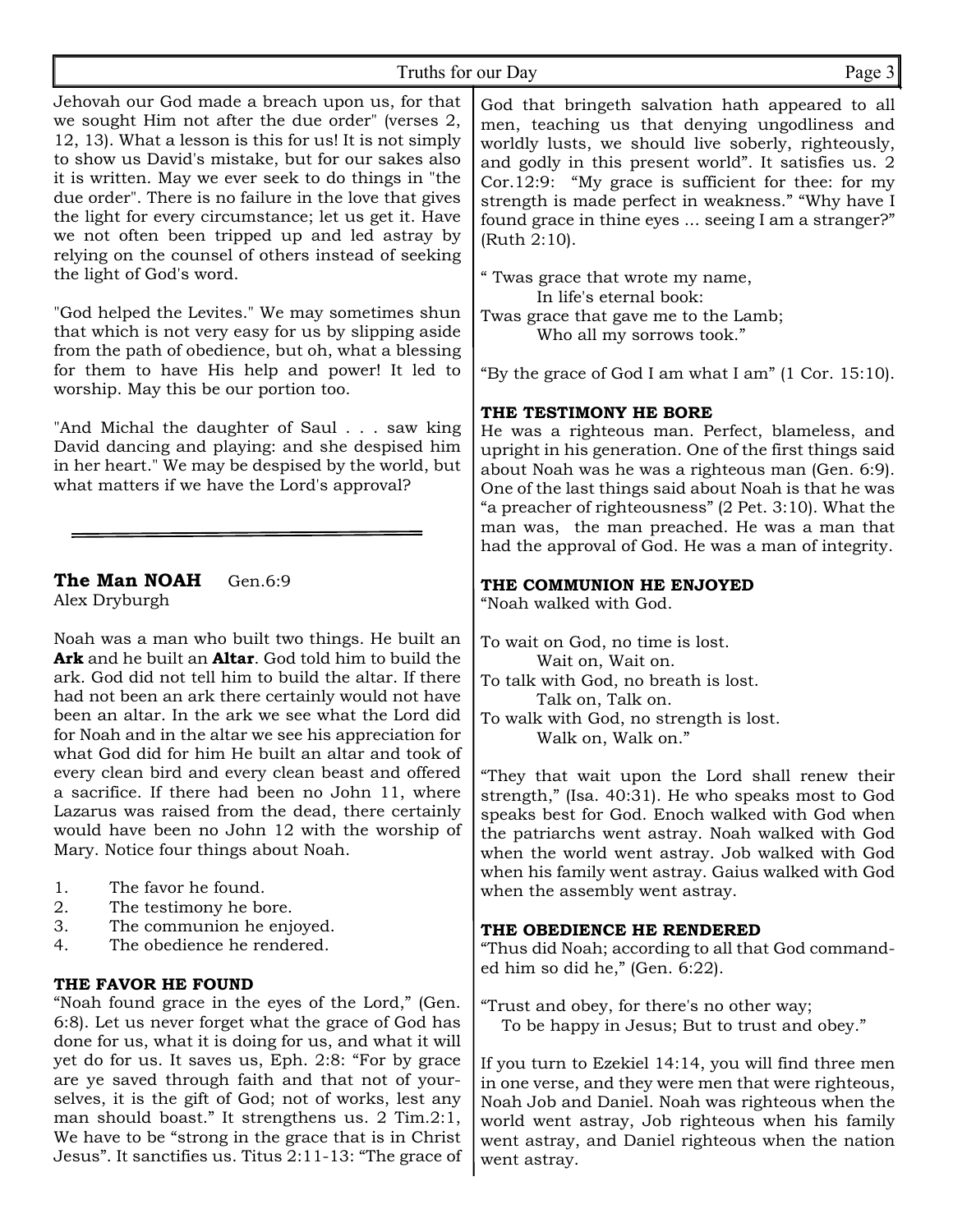Jehovah our God made a breach upon us, for that we sought Him not after the due order" (verses 2, 12, 13). What a lesson is this for us! It is not simply to show us David's mistake, but for our sakes also it is written. May we ever seek to do things in "the due order". There is no failure in the love that gives the light for every circumstance; let us get it. Have we not often been tripped up and led astray by relying on the counsel of others instead of seeking the light of God's word.

"God helped the Levites." We may sometimes shun that which is not very easy for us by slipping aside from the path of obedience, but oh, what a blessing for them to have His help and power! It led to worship. May this be our portion too.

"And Michal the daughter of Saul . . . saw king David dancing and playing: and she despised him in her heart." We may be despised by the world, but what matters if we have the Lord's approval?

---

## The Man NOAH    Gen.6:9

Alex Dryburgh

Noah was a man who built two things. He built an **Ark** and he built an **Altar**. God told him to build the ark. God did not tell him to build the altar. If there had not been an ark there certainly would not have been an altar. In the ark we see what the Lord did for Noah and in the altar we see his appreciation for what God did for him He built an altar and took of every clean bird and every clean beast and offered a sacrifice. If there had been no John 11, where Lazarus was raised from the dead, there certainly would have been no John 12 with the worship of Mary. Notice four things about Noah.

1. The favor he found.
2. The testimony he bore.
3. The communion he enjoyed.
4. The obedience he rendered.

**THE FAVOR HE FOUND**

“Noah found grace in the eyes of the Lord,” (Gen. 6:8). Let us never forget what the grace of God has done for us, what it is doing for us, and what it will yet do for us. It saves us, Eph. 2:8: “For by grace are ye saved through faith and that not of yourselves, it is the gift of God; not of works, lest any man should boast.” It strengthens us. 2 Tim.2:1, We have to be “strong in the grace that is in Christ Jesus”. It sanctifies us. Titus 2:11-13: “The grace of God that bringeth salvation hath appeared to all men, teaching us that denying ungodliness and worldly lusts, we should live soberly, righteously, and godly in this present world”. It satisfies us. 2 Cor.12:9: “My grace is sufficient for thee: for my strength is made perfect in weakness.” “Why have I found grace in thine eyes ... seeing I am a stranger?” (Ruth 2:10).

“ Twas grace that wrote my name,
  In life's eternal book:
Twas grace that gave me to the Lamb;
  Who all my sorrows took.”

“By the grace of God I am what I am” (1 Cor. 15:10).

**THE TESTIMONY HE BORE**

He was a righteous man. Perfect, blameless, and upright in his generation. One of the first things said about Noah was he was a righteous man (Gen. 6:9). One of the last things said about Noah is that he was “a preacher of righteousness” (2 Pet. 3:10). What the man was, the man preached. He was a man that had the approval of God. He was a man of integrity.

**THE COMMUNION HE ENJOYED**

“Noah walked with God.

To wait on God, no time is lost.
  Wait on, Wait on.
To talk with God, no breath is lost.
  Talk on, Talk on.
To walk with God, no strength is lost.
  Walk on, Walk on.”

“They that wait upon the Lord shall renew their strength,” (Isa. 40:31). He who speaks most to God speaks best for God. Enoch walked with God when the patriarchs went astray. Noah walked with God when the world went astray. Job walked with God when his family went astray. Gaius walked with God when the assembly went astray.

**THE OBEDIENCE HE RENDERED**

“Thus did Noah; according to all that God commanded him so did he,” (Gen. 6:22).

“Trust and obey, for there's no other way;
  To be happy in Jesus; But to trust and obey.”

If you turn to Ezekiel 14:14, you will find three men in one verse, and they were men that were righteous, Noah Job and Daniel. Noah was righteous when the world went astray, Job righteous when his family went astray, and Daniel righteous when the nation went astray.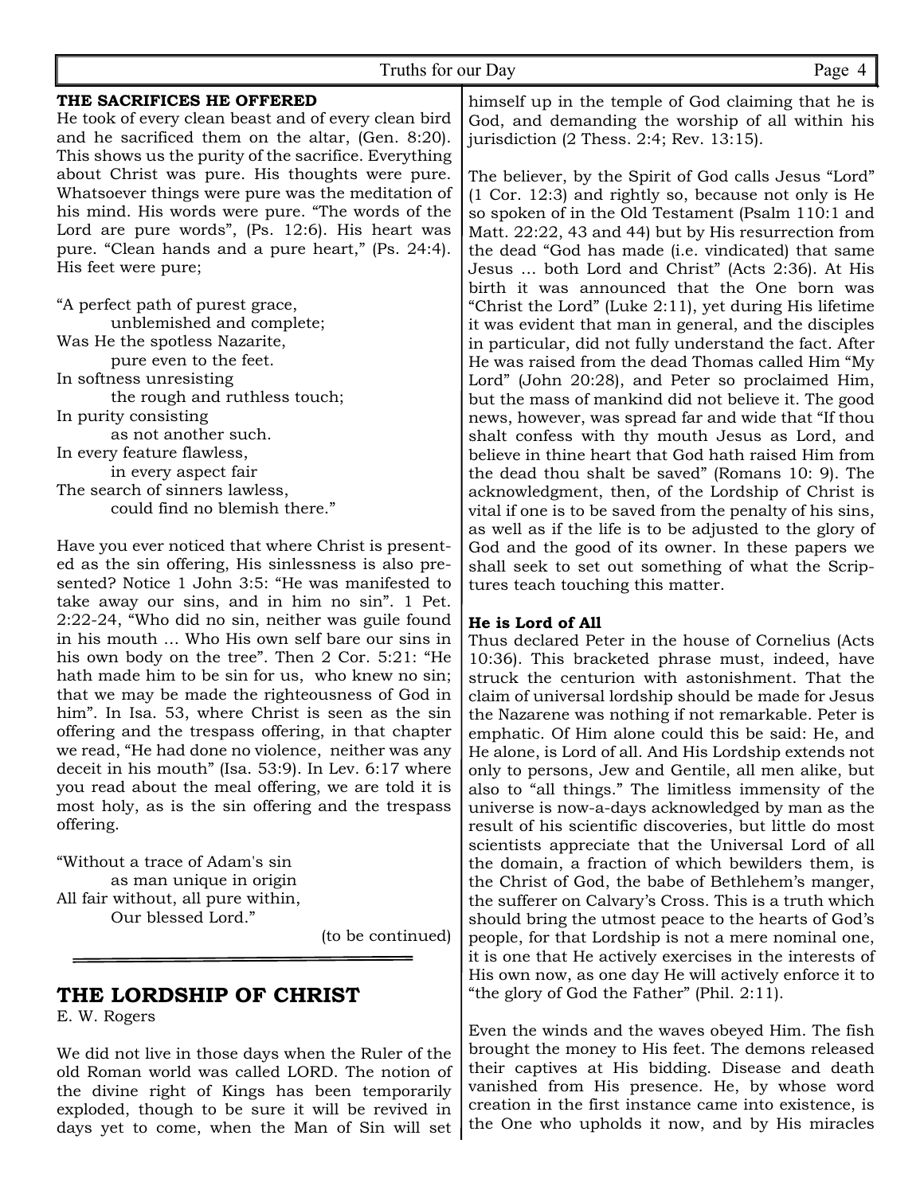### THE SACRIFICES HE OFFERED

He took of every clean beast and of every clean bird and he sacrificed them on the altar, (Gen. 8:20). This shows us the purity of the sacrifice. Everything about Christ was pure. His thoughts were pure. Whatsoever things were pure was the meditation of his mind. His words were pure. "The words of the Lord are pure words", (Ps. 12:6). His heart was pure. "Clean hands and a pure heart," (Ps. 24:4). His feet were pure;

"A perfect path of purest grace,
 unblemished and complete;
Was He the spotless Nazarite,
 pure even to the feet.
In softness unresisting
 the rough and ruthless touch;
In purity consisting
 as not another such.
In every feature flawless,
 in every aspect fair
The search of sinners lawless,
 could find no blemish there."

Have you ever noticed that where Christ is presented as the sin offering, His sinlessness is also presented? Notice 1 John 3:5: "He was manifested to take away our sins, and in him no sin". 1 Pet. 2:22-24, "Who did no sin, neither was guile found in his mouth … Who His own self bare our sins in his own body on the tree". Then 2 Cor. 5:21: "He hath made him to be sin for us, who knew no sin; that we may be made the righteousness of God in him". In Isa. 53, where Christ is seen as the sin offering and the trespass offering, in that chapter we read, "He had done no violence, neither was any deceit in his mouth" (Isa. 53:9). In Lev. 6:17 where you read about the meal offering, we are told it is most holy, as is the sin offering and the trespass offering.

"Without a trace of Adam's sin
 as man unique in origin
All fair without, all pure within,
 Our blessed Lord."

(to be continued)

---

## THE LORDSHIP OF CHRIST

E. W. Rogers

We did not live in those days when the Ruler of the old Roman world was called LORD. The notion of the divine right of Kings has been temporarily exploded, though to be sure it will be revived in days yet to come, when the Man of Sin will set himself up in the temple of God claiming that he is God, and demanding the worship of all within his jurisdiction (2 Thess. 2:4; Rev. 13:15).

The believer, by the Spirit of God calls Jesus "Lord" (1 Cor. 12:3) and rightly so, because not only is He so spoken of in the Old Testament (Psalm 110:1 and Matt. 22:22, 43 and 44) but by His resurrection from the dead "God has made (i.e. vindicated) that same Jesus … both Lord and Christ" (Acts 2:36). At His birth it was announced that the One born was "Christ the Lord" (Luke 2:11), yet during His lifetime it was evident that man in general, and the disciples in particular, did not fully understand the fact. After He was raised from the dead Thomas called Him "My Lord" (John 20:28), and Peter so proclaimed Him, but the mass of mankind did not believe it. The good news, however, was spread far and wide that "If thou shalt confess with thy mouth Jesus as Lord, and believe in thine heart that God hath raised Him from the dead thou shalt be saved" (Romans 10: 9). The acknowledgment, then, of the Lordship of Christ is vital if one is to be saved from the penalty of his sins, as well as if the life is to be adjusted to the glory of God and the good of its owner. In these papers we shall seek to set out something of what the Scriptures teach touching this matter.

**He is Lord of All**

Thus declared Peter in the house of Cornelius (Acts 10:36). This bracketed phrase must, indeed, have struck the centurion with astonishment. That the claim of universal lordship should be made for Jesus the Nazarene was nothing if not remarkable. Peter is emphatic. Of Him alone could this be said: He, and He alone, is Lord of all. And His Lordship extends not only to persons, Jew and Gentile, all men alike, but also to "all things." The limitless immensity of the universe is now-a-days acknowledged by man as the result of his scientific discoveries, but little do most scientists appreciate that the Universal Lord of all the domain, a fraction of which bewilders them, is the Christ of God, the babe of Bethlehem's manger, the sufferer on Calvary's Cross. This is a truth which should bring the utmost peace to the hearts of God's people, for that Lordship is not a mere nominal one, it is one that He actively exercises in the interests of His own now, as one day He will actively enforce it to "the glory of God the Father" (Phil. 2:11).

Even the winds and the waves obeyed Him. The fish brought the money to His feet. The demons released their captives at His bidding. Disease and death vanished from His presence. He, by whose word creation in the first instance came into existence, is the One who upholds it now, and by His miracles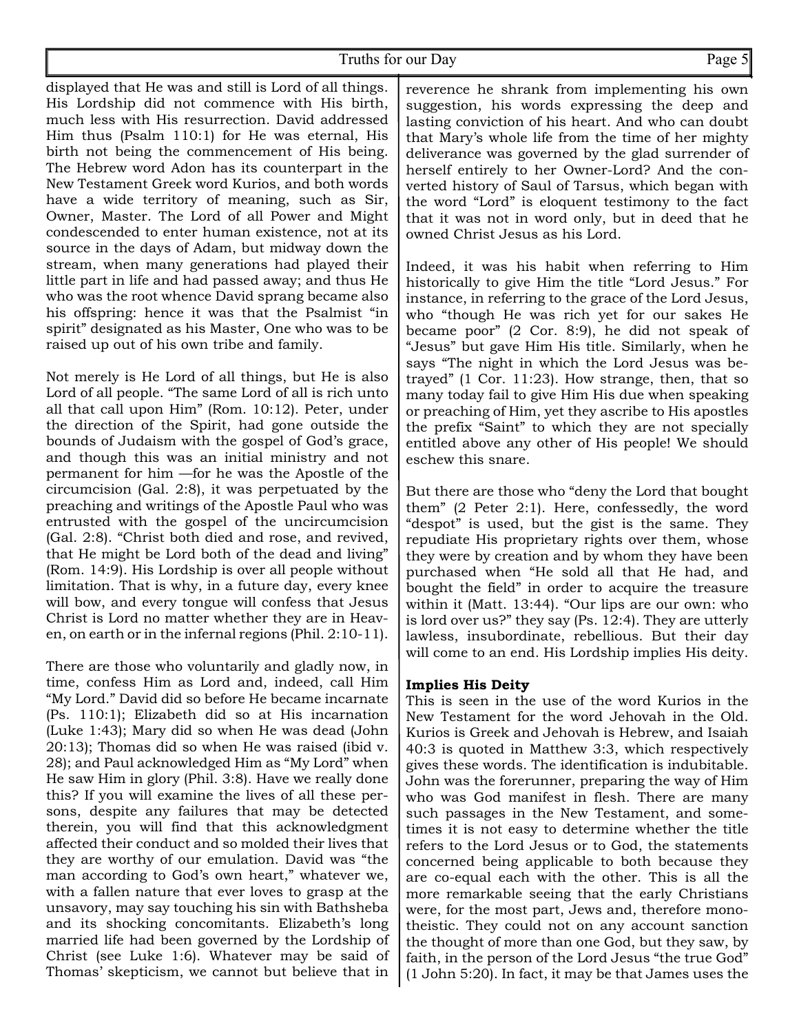displayed that He was and still is Lord of all things. His Lordship did not commence with His birth, much less with His resurrection. David addressed Him thus (Psalm 110:1) for He was eternal, His birth not being the commencement of His being. The Hebrew word Adon has its counterpart in the New Testament Greek word Kurios, and both words have a wide territory of meaning, such as Sir, Owner, Master. The Lord of all Power and Might condescended to enter human existence, not at its source in the days of Adam, but midway down the stream, when many generations had played their little part in life and had passed away; and thus He who was the root whence David sprang became also his offspring: hence it was that the Psalmist "in spirit" designated as his Master, One who was to be raised up out of his own tribe and family.

Not merely is He Lord of all things, but He is also Lord of all people. "The same Lord of all is rich unto all that call upon Him" (Rom. 10:12). Peter, under the direction of the Spirit, had gone outside the bounds of Judaism with the gospel of God's grace, and though this was an initial ministry and not permanent for him —for he was the Apostle of the circumcision (Gal. 2:8), it was perpetuated by the preaching and writings of the Apostle Paul who was entrusted with the gospel of the uncircumcision (Gal. 2:8). "Christ both died and rose, and revived, that He might be Lord both of the dead and living" (Rom. 14:9). His Lordship is over all people without limitation. That is why, in a future day, every knee will bow, and every tongue will confess that Jesus Christ is Lord no matter whether they are in Heaven, on earth or in the infernal regions (Phil. 2:10-11).

There are those who voluntarily and gladly now, in time, confess Him as Lord and, indeed, call Him "My Lord." David did so before He became incarnate (Ps. 110:1); Elizabeth did so at His incarnation (Luke 1:43); Mary did so when He was dead (John 20:13); Thomas did so when He was raised (ibid v. 28); and Paul acknowledged Him as "My Lord" when He saw Him in glory (Phil. 3:8). Have we really done this? If you will examine the lives of all these persons, despite any failures that may be detected therein, you will find that this acknowledgment affected their conduct and so molded their lives that they are worthy of our emulation. David was "the man according to God's own heart," whatever we, with a fallen nature that ever loves to grasp at the unsavory, may say touching his sin with Bathsheba and its shocking concomitants. Elizabeth's long married life had been governed by the Lordship of Christ (see Luke 1:6). Whatever may be said of Thomas' skepticism, we cannot but believe that in reverence he shrank from implementing his own suggestion, his words expressing the deep and lasting conviction of his heart. And who can doubt that Mary's whole life from the time of her mighty deliverance was governed by the glad surrender of herself entirely to her Owner-Lord? And the converted history of Saul of Tarsus, which began with the word "Lord" is eloquent testimony to the fact that it was not in word only, but in deed that he owned Christ Jesus as his Lord.

Indeed, it was his habit when referring to Him historically to give Him the title "Lord Jesus." For instance, in referring to the grace of the Lord Jesus, who "though He was rich yet for our sakes He became poor" (2 Cor. 8:9), he did not speak of "Jesus" but gave Him His title. Similarly, when he says "The night in which the Lord Jesus was betrayed" (1 Cor. 11:23). How strange, then, that so many today fail to give Him His due when speaking or preaching of Him, yet they ascribe to His apostles the prefix "Saint" to which they are not specially entitled above any other of His people! We should eschew this snare.

But there are those who "deny the Lord that bought them" (2 Peter 2:1). Here, confessedly, the word "despot" is used, but the gist is the same. They repudiate His proprietary rights over them, whose they were by creation and by whom they have been purchased when "He sold all that He had, and bought the field" in order to acquire the treasure within it (Matt. 13:44). "Our lips are our own: who is lord over us?" they say (Ps. 12:4). They are utterly lawless, insubordinate, rebellious. But their day will come to an end. His Lordship implies His deity.

**Implies His Deity**

This is seen in the use of the word Kurios in the New Testament for the word Jehovah in the Old. Kurios is Greek and Jehovah is Hebrew, and Isaiah 40:3 is quoted in Matthew 3:3, which respectively gives these words. The identification is indubitable. John was the forerunner, preparing the way of Him who was God manifest in flesh. There are many such passages in the New Testament, and sometimes it is not easy to determine whether the title refers to the Lord Jesus or to God, the statements concerned being applicable to both because they are co-equal each with the other. This is all the more remarkable seeing that the early Christians were, for the most part, Jews and, therefore monotheistic. They could not on any account sanction the thought of more than one God, but they saw, by faith, in the person of the Lord Jesus "the true God" (1 John 5:20). In fact, it may be that James uses the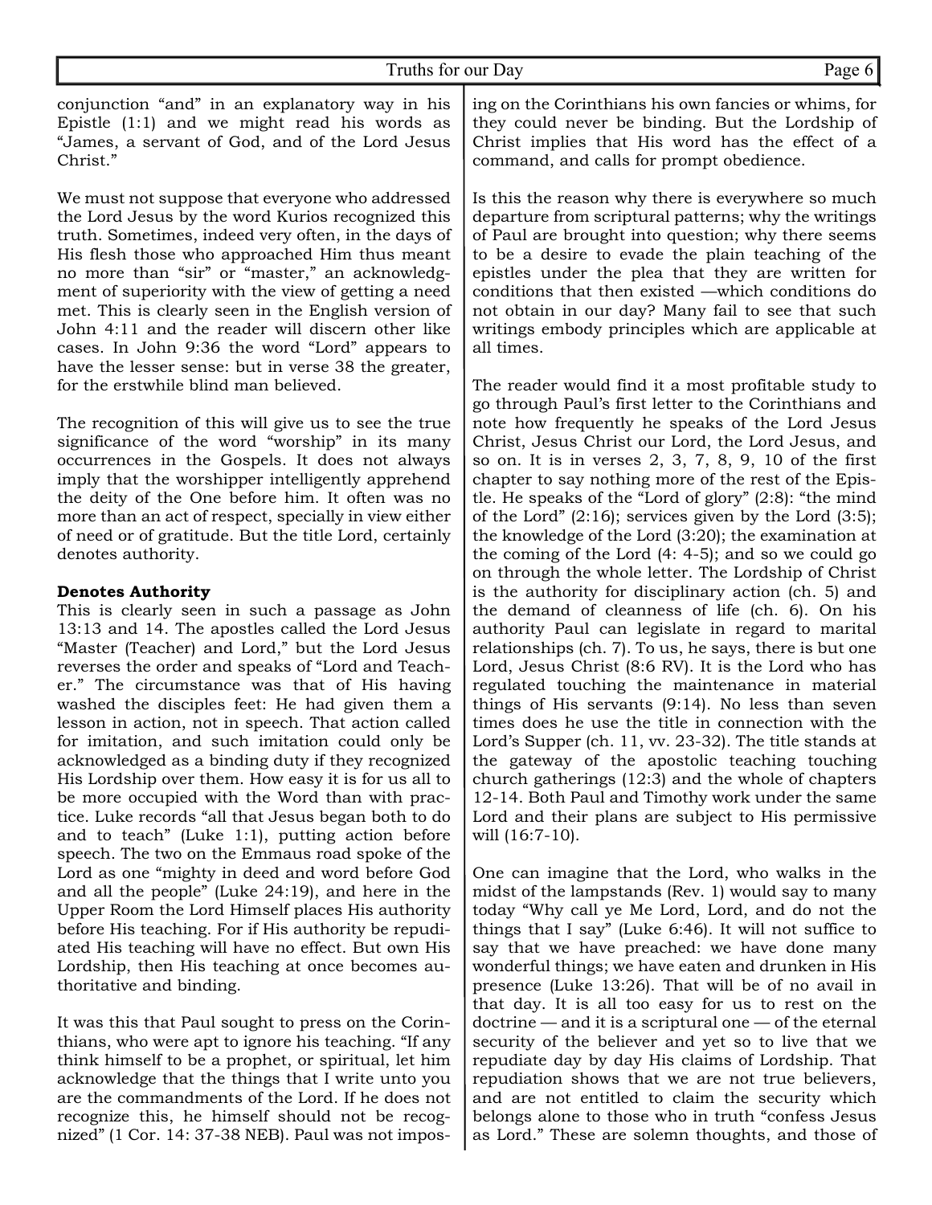conjunction "and" in an explanatory way in his Epistle (1:1) and we might read his words as "James, a servant of God, and of the Lord Jesus Christ."

We must not suppose that everyone who addressed the Lord Jesus by the word Kurios recognized this truth. Sometimes, indeed very often, in the days of His flesh those who approached Him thus meant no more than "sir" or "master," an acknowledgment of superiority with the view of getting a need met. This is clearly seen in the English version of John 4:11 and the reader will discern other like cases. In John 9:36 the word "Lord" appears to have the lesser sense: but in verse 38 the greater, for the erstwhile blind man believed.

The recognition of this will give us to see the true significance of the word "worship" in its many occurrences in the Gospels. It does not always imply that the worshipper intelligently apprehend the deity of the One before him. It often was no more than an act of respect, specially in view either of need or of gratitude. But the title Lord, certainly denotes authority.

**Denotes Authority**

This is clearly seen in such a passage as John 13:13 and 14. The apostles called the Lord Jesus "Master (Teacher) and Lord," but the Lord Jesus reverses the order and speaks of "Lord and Teacher." The circumstance was that of His having washed the disciples feet: He had given them a lesson in action, not in speech. That action called for imitation, and such imitation could only be acknowledged as a binding duty if they recognized His Lordship over them. How easy it is for us all to be more occupied with the Word than with practice. Luke records "all that Jesus began both to do and to teach" (Luke 1:1), putting action before speech. The two on the Emmaus road spoke of the Lord as one "mighty in deed and word before God and all the people" (Luke 24:19), and here in the Upper Room the Lord Himself places His authority before His teaching. For if His authority be repudiated His teaching will have no effect. But own His Lordship, then His teaching at once becomes authoritative and binding.

It was this that Paul sought to press on the Corinthians, who were apt to ignore his teaching. "If any think himself to be a prophet, or spiritual, let him acknowledge that the things that I write unto you are the commandments of the Lord. If he does not recognize this, he himself should not be recognized" (1 Cor. 14: 37-38 NEB). Paul was not imposing on the Corinthians his own fancies or whims, for they could never be binding. But the Lordship of Christ implies that His word has the effect of a command, and calls for prompt obedience.

Is this the reason why there is everywhere so much departure from scriptural patterns; why the writings of Paul are brought into question; why there seems to be a desire to evade the plain teaching of the epistles under the plea that they are written for conditions that then existed —which conditions do not obtain in our day? Many fail to see that such writings embody principles which are applicable at all times.

The reader would find it a most profitable study to go through Paul's first letter to the Corinthians and note how frequently he speaks of the Lord Jesus Christ, Jesus Christ our Lord, the Lord Jesus, and so on. It is in verses 2, 3, 7, 8, 9, 10 of the first chapter to say nothing more of the rest of the Epistle. He speaks of the "Lord of glory" (2:8): "the mind of the Lord" (2:16); services given by the Lord (3:5); the knowledge of the Lord (3:20); the examination at the coming of the Lord (4: 4-5); and so we could go on through the whole letter. The Lordship of Christ is the authority for disciplinary action (ch. 5) and the demand of cleanness of life (ch. 6). On his authority Paul can legislate in regard to marital relationships (ch. 7). To us, he says, there is but one Lord, Jesus Christ (8:6 RV). It is the Lord who has regulated touching the maintenance in material things of His servants (9:14). No less than seven times does he use the title in connection with the Lord's Supper (ch. 11, vv. 23-32). The title stands at the gateway of the apostolic teaching touching church gatherings (12:3) and the whole of chapters 12-14. Both Paul and Timothy work under the same Lord and their plans are subject to His permissive will (16:7-10).

One can imagine that the Lord, who walks in the midst of the lampstands (Rev. 1) would say to many today "Why call ye Me Lord, Lord, and do not the things that I say" (Luke 6:46). It will not suffice to say that we have preached: we have done many wonderful things; we have eaten and drunken in His presence (Luke 13:26). That will be of no avail in that day. It is all too easy for us to rest on the doctrine — and it is a scriptural one — of the eternal security of the believer and yet so to live that we repudiate day by day His claims of Lordship. That repudiation shows that we are not true believers, and are not entitled to claim the security which belongs alone to those who in truth "confess Jesus as Lord." These are solemn thoughts, and those of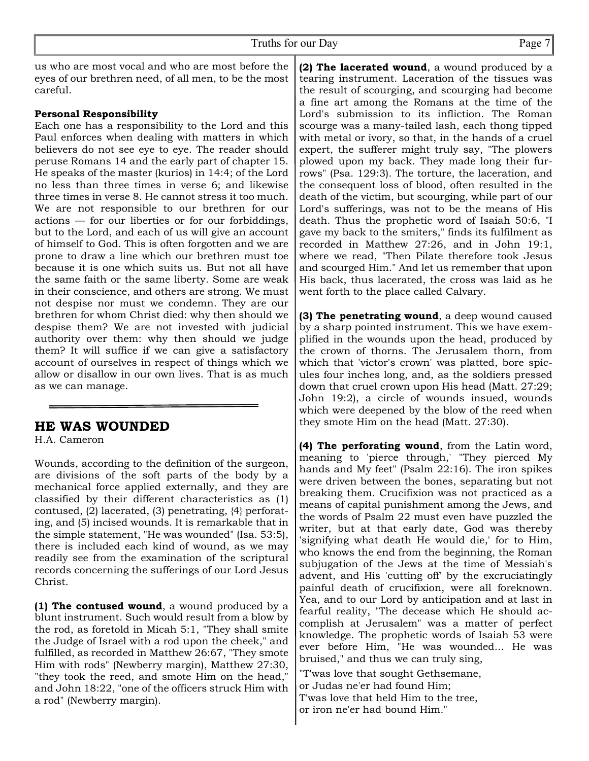us who are most vocal and who are most before the eyes of our brethren need, of all men, to be the most careful.

**Personal Responsibility**

Each one has a responsibility to the Lord and this Paul enforces when dealing with matters in which believers do not see eye to eye. The reader should peruse Romans 14 and the early part of chapter 15. He speaks of the master (kurios) in 14:4; of the Lord no less than three times in verse 6; and likewise three times in verse 8. He cannot stress it too much. We are not responsible to our brethren for our actions — for our liberties or for our forbiddings, but to the Lord, and each of us will give an account of himself to God. This is often forgotten and we are prone to draw a line which our brethren must toe because it is one which suits us. But not all have the same faith or the same liberty. Some are weak in their conscience, and others are strong. We must not despise nor must we condemn. They are our brethren for whom Christ died: why then should we despise them? We are not invested with judicial authority over them: why then should we judge them? It will suffice if we can give a satisfactory account of ourselves in respect of things which we allow or disallow in our own lives. That is as much as we can manage.

---

## HE WAS WOUNDED

H.A. Cameron

Wounds, according to the definition of the surgeon, are divisions of the soft parts of the body by a mechanical force applied externally, and they are classified by their different characteristics as (1) contused, (2) lacerated, (3) penetrating, {4} perforating, and (5) incised wounds. It is remarkable that in the simple statement, "He was wounded" (Isa. 53:5), there is included each kind of wound, as we may readily see from the examination of the scriptural records concerning the sufferings of our Lord Jesus Christ.

**(1) The contused wound**, a wound produced by a blunt instrument. Such would result from a blow by the rod, as foretold in Micah 5:1, "They shall smite the Judge of Israel with a rod upon the cheek," and fulfilled, as recorded in Matthew 26:67, "They smote Him with rods" (Newberry margin), Matthew 27:30, "they took the reed, and smote Him on the head," and John 18:22, "one of the officers struck Him with a rod" (Newberry margin).

**(2) The lacerated wound**, a wound produced by a tearing instrument. Laceration of the tissues was the result of scourging, and scourging had become a fine art among the Romans at the time of the Lord's submission to its infliction. The Roman scourge was a many-tailed lash, each thong tipped with metal or ivory, so that, in the hands of a cruel expert, the sufferer might truly say, "The plowers plowed upon my back. They made long their furrows" (Psa. 129:3). The torture, the laceration, and the consequent loss of blood, often resulted in the death of the victim, but scourging, while part of our Lord's sufferings, was not to be the means of His death. Thus the prophetic word of Isaiah 50:6, "I gave my back to the smiters," finds its fulfilment as recorded in Matthew 27:26, and in John 19:1, where we read, "Then Pilate therefore took Jesus and scourged Him." And let us remember that upon His back, thus lacerated, the cross was laid as he went forth to the place called Calvary.

**(3) The penetrating wound**, a deep wound caused by a sharp pointed instrument. This we have exemplified in the wounds upon the head, produced by the crown of thorns. The Jerusalem thorn, from which that 'victor's crown' was platted, bore spicules four inches long, and, as the soldiers pressed down that cruel crown upon His head (Matt. 27:29; John 19:2), a circle of wounds insued, wounds which were deepened by the blow of the reed when they smote Him on the head (Matt. 27:30).

**(4) The perforating wound**, from the Latin word, meaning to 'pierce through,' "They pierced My hands and My feet" (Psalm 22:16). The iron spikes were driven between the bones, separating but not breaking them. Crucifixion was not practiced as a means of capital punishment among the Jews, and the words of Psalm 22 must even have puzzled the writer, but at that early date, God was thereby 'signifying what death He would die,' for to Him, who knows the end from the beginning, the Roman subjugation of the Jews at the time of Messiah's advent, and His 'cutting off' by the excruciatingly painful death of crucifixion, were all foreknown. Yea, and to our Lord by anticipation and at last in fearful reality, "The decease which He should accomplish at Jerusalem" was a matter of perfect knowledge. The prophetic words of Isaiah 53 were ever before Him, "He was wounded... He was bruised," and thus we can truly sing,

"T'was love that sought Gethsemane,
or Judas ne'er had found Him;
T'was love that held Him to the tree,
or iron ne'er had bound Him."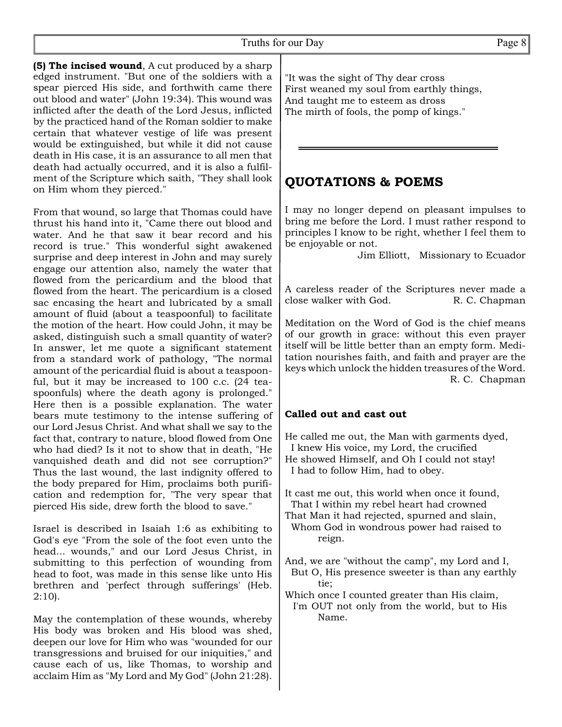**(5) The incised wound**, A cut produced by a sharp edged instrument. "But one of the soldiers with a spear pierced His side, and forthwith came there out blood and water" (John 19:34). This wound was inflicted after the death of the Lord Jesus, inflicted by the practiced hand of the Roman soldier to make certain that whatever vestige of life was present would be extinguished, but while it did not cause death in His case, it is an assurance to all men that death had actually occurred, and it is also a fulfilment of the Scripture which saith, "They shall look on Him whom they pierced."

From that wound, so large that Thomas could have thrust his hand into it, "Came there out blood and water. And he that saw it bear record and his record is true." This wonderful sight awakened surprise and deep interest in John and may surely engage our attention also, namely the water that flowed from the pericardium and the blood that flowed from the heart. The pericardium is a closed sac encasing the heart and lubricated by a small amount of fluid (about a teaspoonful) to facilitate the motion of the heart. How could John, it may be asked, distinguish such a small quantity of water? In answer, let me quote a significant statement from a standard work of pathology, "The normal amount of the pericardial fluid is about a teaspoonful, but it may be increased to 100 c.c. (24 teaspoonfuls) where the death agony is prolonged." Here then is a possible explanation. The water bears mute testimony to the intense suffering of our Lord Jesus Christ. And what shall we say to the fact that, contrary to nature, blood flowed from One who had died? Is it not to show that in death, "He vanquished death and did not see corruption?" Thus the last wound, the last indignity offered to the body prepared for Him, proclaims both purification and redemption for, "The very spear that pierced His side, drew forth the blood to save."

Israel is described in Isaiah 1:6 as exhibiting to God's eye "From the sole of the foot even unto the head... wounds," and our Lord Jesus Christ, in submitting to this perfection of wounding from head to foot, was made in this sense like unto His brethren and 'perfect through sufferings' (Heb. 2:10).

May the contemplation of these wounds, whereby His body was broken and His blood was shed, deepen our love for Him who was "wounded for our transgressions and bruised for our iniquities," and cause each of us, like Thomas, to worship and acclaim Him as "My Lord and My God" (John 21:28).

"It was the sight of Thy dear cross
First weaned my soul from earthly things,
And taught me to esteem as dross
The mirth of fools, the pomp of kings."

---

## QUOTATIONS & POEMS

I may no longer depend on pleasant impulses to bring me before the Lord. I must rather respond to principles I know to be right, whether I feel them to be enjoyable or not.

Jim Elliott, Missionary to Ecuador

A careless reader of the Scriptures never made a close walker with God. R. C. Chapman

Meditation on the Word of God is the chief means of our growth in grace: without this even prayer itself will be little better than an empty form. Meditation nourishes faith, and faith and prayer are the keys which unlock the hidden treasures of the Word.

R. C. Chapman

### Called out and cast out

He called me out, the Man with garments dyed,
I knew His voice, my Lord, the crucified
He showed Himself, and Oh I could not stay!
I had to follow Him, had to obey.

It cast me out, this world when once it found,
That I within my rebel heart had crowned
That Man it had rejected, spurned and slain,
Whom God in wondrous power had raised to reign.

And, we are "without the camp", my Lord and I,
But O, His presence sweeter is than any earthly tie;
Which once I counted greater than His claim,
I'm OUT not only from the world, but to His Name.